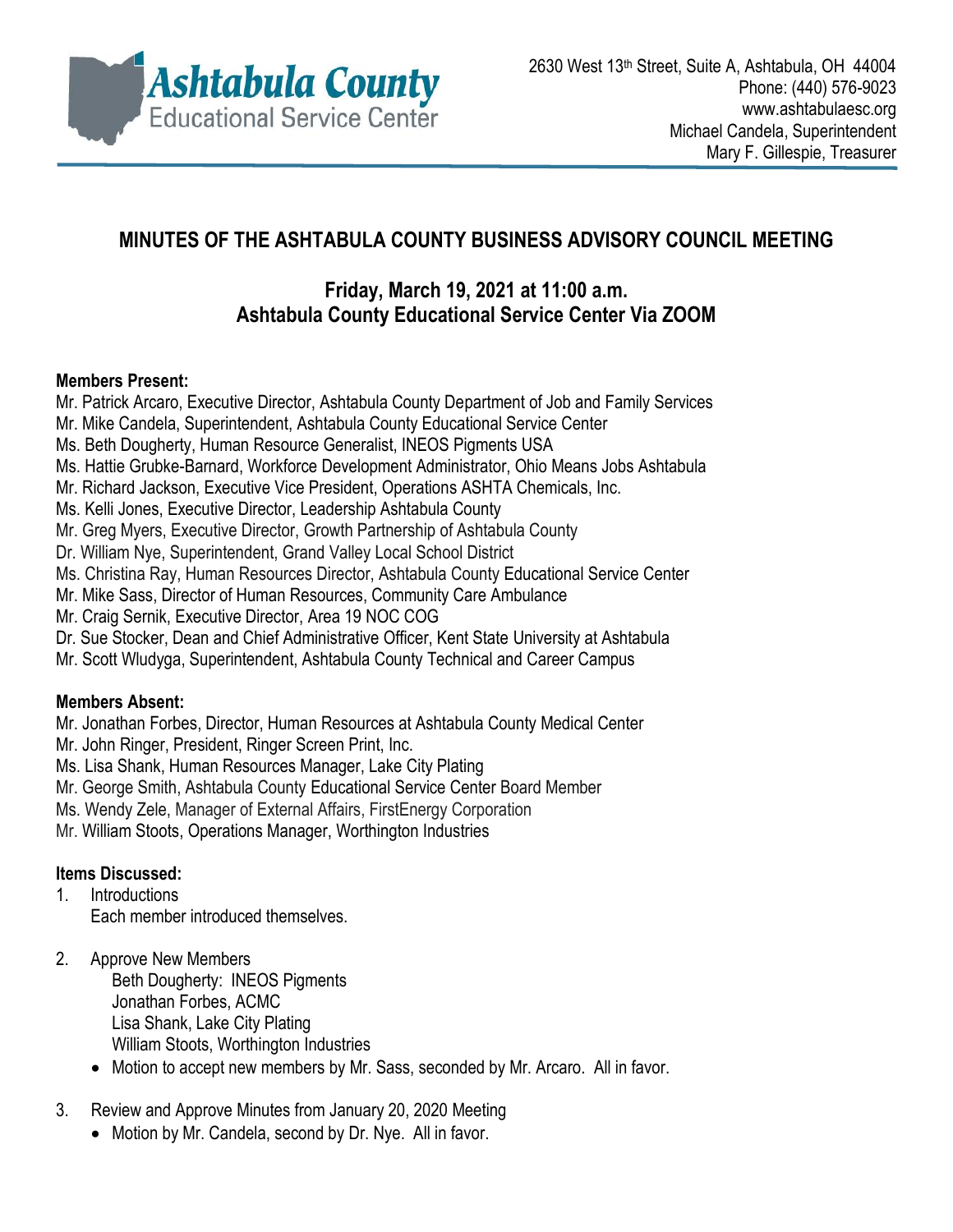**Ashtabula County**
Educational Service Center

2630 West 13th Street, Suite A, Ashtabula, OH 44004
Phone: (440) 576-9023
www.ashtabulaesc.org
Michael Candela, Superintendent
Mary F. Gillespie, Treasurer

# MINUTES OF THE ASHTABULA COUNTY BUSINESS ADVISORY COUNCIL MEETING

## Friday, March 19, 2021 at 11:00 a.m.
## Ashtabula County Educational Service Center Via ZOOM

**Members Present:**

Mr. Patrick Arcaro, Executive Director, Ashtabula County Department of Job and Family Services
Mr. Mike Candela, Superintendent, Ashtabula County Educational Service Center
Ms. Beth Dougherty, Human Resource Generalist, INEOS Pigments USA
Ms. Hattie Grubke-Barnard, Workforce Development Administrator, Ohio Means Jobs Ashtabula
Mr. Richard Jackson, Executive Vice President, Operations ASHTA Chemicals, Inc.
Ms. Kelli Jones, Executive Director, Leadership Ashtabula County
Mr. Greg Myers, Executive Director, Growth Partnership of Ashtabula County
Dr. William Nye, Superintendent, Grand Valley Local School District
Ms. Christina Ray, Human Resources Director, Ashtabula County Educational Service Center
Mr. Mike Sass, Director of Human Resources, Community Care Ambulance
Mr. Craig Sernik, Executive Director, Area 19 NOC COG
Dr. Sue Stocker, Dean and Chief Administrative Officer, Kent State University at Ashtabula
Mr. Scott Wludyga, Superintendent, Ashtabula County Technical and Career Campus

**Members Absent:**

Mr. Jonathan Forbes, Director, Human Resources at Ashtabula County Medical Center
Mr. John Ringer, President, Ringer Screen Print, Inc.
Ms. Lisa Shank, Human Resources Manager, Lake City Plating
Mr. George Smith, Ashtabula County Educational Service Center Board Member
Ms. Wendy Zele, Manager of External Affairs, FirstEnergy Corporation
Mr. William Stoots, Operations Manager, Worthington Industries

**Items Discussed:**

1. Introductions
   Each member introduced themselves.

2. Approve New Members
   Beth Dougherty: INEOS Pigments
   Jonathan Forbes, ACMC
   Lisa Shank, Lake City Plating
   William Stoots, Worthington Industries
   - Motion to accept new members by Mr. Sass, seconded by Mr. Arcaro. All in favor.

3. Review and Approve Minutes from January 20, 2020 Meeting
   - Motion by Mr. Candela, second by Dr. Nye. All in favor.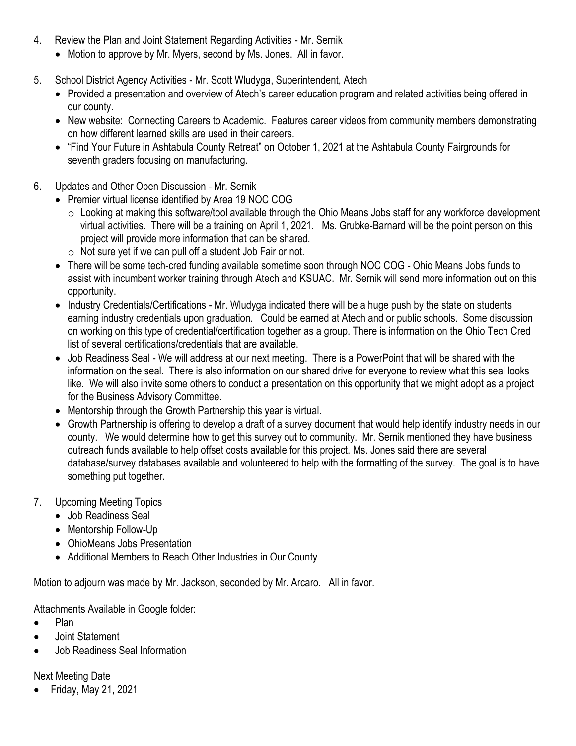4. Review the Plan and Joint Statement Regarding Activities - Mr. Sernik
   - Motion to approve by Mr. Myers, second by Ms. Jones. All in favor.
5. School District Agency Activities - Mr. Scott Wludyga, Superintendent, Atech
   - Provided a presentation and overview of Atech's career education program and related activities being offered in our county.
   - New website: Connecting Careers to Academic. Features career videos from community members demonstrating on how different learned skills are used in their careers.
   - "Find Your Future in Ashtabula County Retreat" on October 1, 2021 at the Ashtabula County Fairgrounds for seventh graders focusing on manufacturing.
6. Updates and Other Open Discussion - Mr. Sernik
   - Premier virtual license identified by Area 19 NOC COG
     - Looking at making this software/tool available through the Ohio Means Jobs staff for any workforce development virtual activities. There will be a training on April 1, 2021. Ms. Grubke-Barnard will be the point person on this project will provide more information that can be shared.
     - Not sure yet if we can pull off a student Job Fair or not.
   - There will be some tech-cred funding available sometime soon through NOC COG - Ohio Means Jobs funds to assist with incumbent worker training through Atech and KSUAC. Mr. Sernik will send more information out on this opportunity.
   - Industry Credentials/Certifications - Mr. Wludyga indicated there will be a huge push by the state on students earning industry credentials upon graduation. Could be earned at Atech and or public schools. Some discussion on working on this type of credential/certification together as a group. There is information on the Ohio Tech Cred list of several certifications/credentials that are available.
   - Job Readiness Seal - We will address at our next meeting. There is a PowerPoint that will be shared with the information on the seal. There is also information on our shared drive for everyone to review what this seal looks like. We will also invite some others to conduct a presentation on this opportunity that we might adopt as a project for the Business Advisory Committee.
   - Mentorship through the Growth Partnership this year is virtual.
   - Growth Partnership is offering to develop a draft of a survey document that would help identify industry needs in our county. We would determine how to get this survey out to community. Mr. Sernik mentioned they have business outreach funds available to help offset costs available for this project. Ms. Jones said there are several database/survey databases available and volunteered to help with the formatting of the survey. The goal is to have something put together.
7. Upcoming Meeting Topics
   - Job Readiness Seal
   - Mentorship Follow-Up
   - OhioMeans Jobs Presentation
   - Additional Members to Reach Other Industries in Our County

Motion to adjourn was made by Mr. Jackson, seconded by Mr. Arcaro. All in favor.

Attachments Available in Google folder:

- Plan
- Joint Statement
- Job Readiness Seal Information

Next Meeting Date

- Friday, May 21, 2021